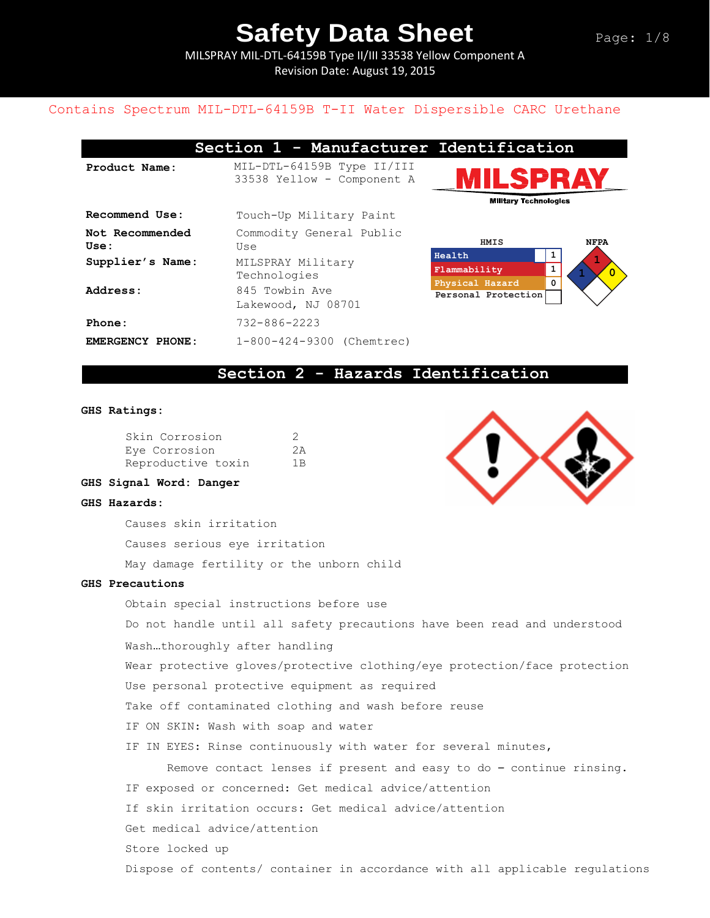# Safety Data Sheet

MILSPRAY MIL-DTL-64159B Type II/III 33538 Yellow Component A
Revision Date: August 19, 2015

Contains Spectrum MIL-DTL-64159B T-II Water Dispersible CARC Urethane

## Section 1 - Manufacturer Identification

| | |
|---|---|
| **Product Name:** | MIL-DTL-64159B Type II/III 33538 Yellow - Component A |
| **Recommend Use:** | Touch-Up Military Paint |
| **Not Recommended Use:** | Commodity General Public Use |
| **Supplier's Name:** | MILSPRAY Military Technologies |
| **Address:** | 845 Towbin Ave Lakewood, NJ 08701 |
| **Phone:** | 732-886-2223 |
| **EMERGENCY PHONE:** | 1-800-424-9300 (Chemtrec) |

MILSPRAY Military Technologies

| HMIS | |
|---|---|
| Health | 1 |
| Flammability | 1 |
| Physical Hazard | 0 |
| Personal Protection | |

NFPA: Health 1, Flammability 1, Instability 0

## Section 2 - Hazards Identification

**GHS Ratings:**

| | |
|---|---|
| Skin Corrosion | 2 |
| Eye Corrosion | 2A |
| Reproductive toxin | 1B |

**GHS Signal Word: Danger**

**GHS Hazards:**

Causes skin irritation

Causes serious eye irritation

May damage fertility or the unborn child

**GHS Precautions**

Obtain special instructions before use

Do not handle until all safety precautions have been read and understood

Wash…thoroughly after handling

Wear protective gloves/protective clothing/eye protection/face protection

Use personal protective equipment as required

Take off contaminated clothing and wash before reuse

IF ON SKIN: Wash with soap and water

IF IN EYES: Rinse continuously with water for several minutes,

Remove contact lenses if present and easy to do – continue rinsing.

IF exposed or concerned: Get medical advice/attention

If skin irritation occurs: Get medical advice/attention

Get medical advice/attention

Store locked up

Dispose of contents/ container in accordance with all applicable regulations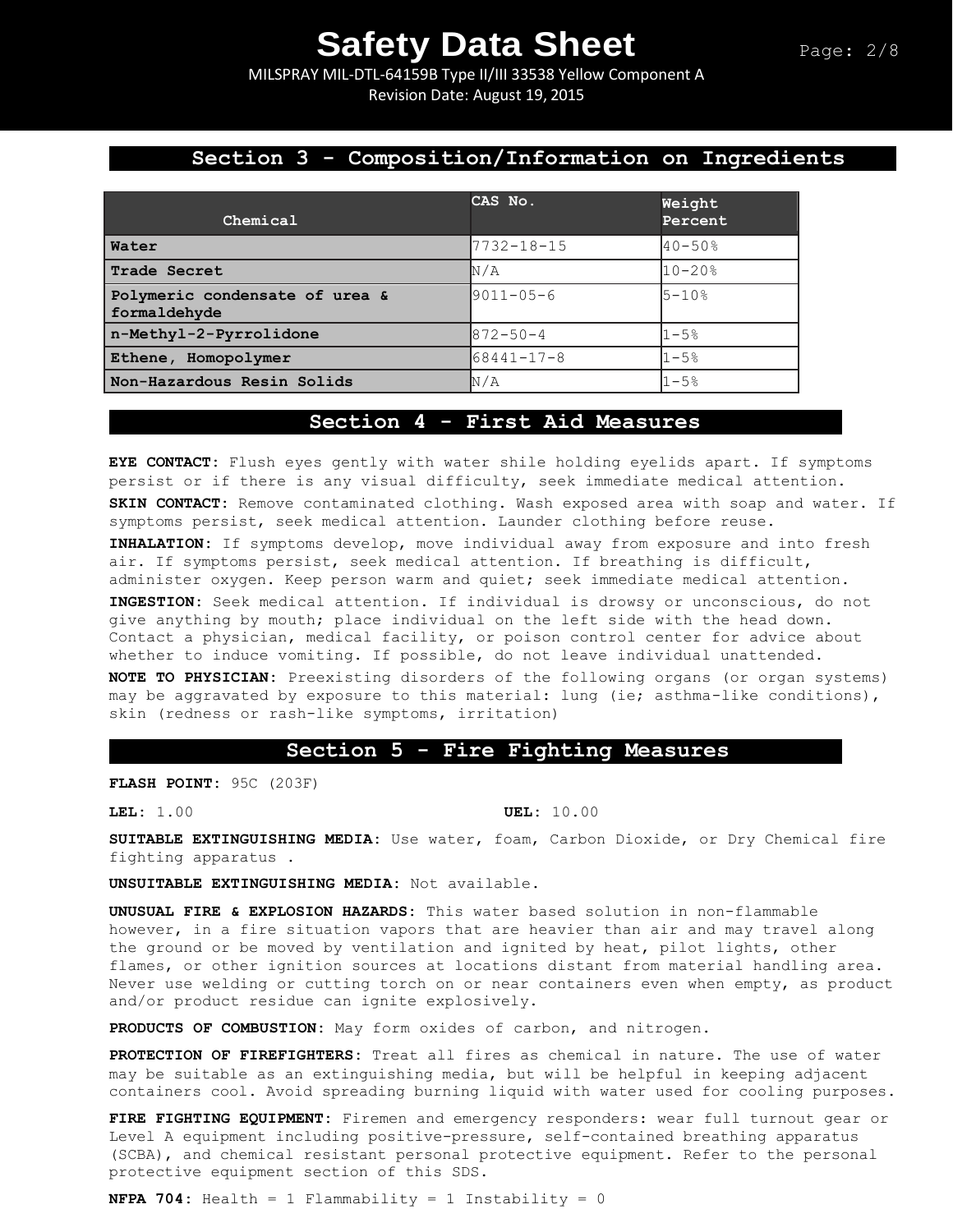## Section 3 - Composition/Information on Ingredients

| Chemical | CAS No. | Weight Percent |
|---|---|---|
| Water | 7732-18-15 | 40-50% |
| Trade Secret | N/A | 10-20% |
| Polymeric condensate of urea & formaldehyde | 9011-05-6 | 5-10% |
| n-Methyl-2-Pyrrolidone | 872-50-4 | 1-5% |
| Ethene, Homopolymer | 68441-17-8 | 1-5% |
| Non-Hazardous Resin Solids | N/A | 1-5% |

## Section 4 - First Aid Measures

**EYE CONTACT:** Flush eyes gently with water shile holding eyelids apart. If symptoms persist or if there is any visual difficulty, seek immediate medical attention.

**SKIN CONTACT:** Remove contaminated clothing. Wash exposed area with soap and water. If symptoms persist, seek medical attention. Launder clothing before reuse.

**INHALATION:** If symptoms develop, move individual away from exposure and into fresh air. If symptoms persist, seek medical attention. If breathing is difficult, administer oxygen. Keep person warm and quiet; seek immediate medical attention.

**INGESTION:** Seek medical attention. If individual is drowsy or unconscious, do not give anything by mouth; place individual on the left side with the head down. Contact a physician, medical facility, or poison control center for advice about whether to induce vomiting. If possible, do not leave individual unattended.

**NOTE TO PHYSICIAN:** Preexisting disorders of the following organs (or organ systems) may be aggravated by exposure to this material: lung (ie; asthma-like conditions), skin (redness or rash-like symptoms, irritation)

## Section 5 - Fire Fighting Measures

**FLASH POINT:** 95C (203F)

**LEL:** 1.00 **UEL:** 10.00

**SUITABLE EXTINGUISHING MEDIA:** Use water, foam, Carbon Dioxide, or Dry Chemical fire fighting apparatus .

**UNSUITABLE EXTINGUISHING MEDIA:** Not available.

**UNUSUAL FIRE & EXPLOSION HAZARDS:** This water based solution in non-flammable however, in a fire situation vapors that are heavier than air and may travel along the ground or be moved by ventilation and ignited by heat, pilot lights, other flames, or other ignition sources at locations distant from material handling area. Never use welding or cutting torch on or near containers even when empty, as product and/or product residue can ignite explosively.

**PRODUCTS OF COMBUSTION:** May form oxides of carbon, and nitrogen.

**PROTECTION OF FIREFIGHTERS:** Treat all fires as chemical in nature. The use of water may be suitable as an extinguishing media, but will be helpful in keeping adjacent containers cool. Avoid spreading burning liquid with water used for cooling purposes.

**FIRE FIGHTING EQUIPMENT:** Firemen and emergency responders: wear full turnout gear or Level A equipment including positive-pressure, self-contained breathing apparatus (SCBA), and chemical resistant personal protective equipment. Refer to the personal protective equipment section of this SDS.

**NFPA 704:** Health = 1 Flammability = 1 Instability = 0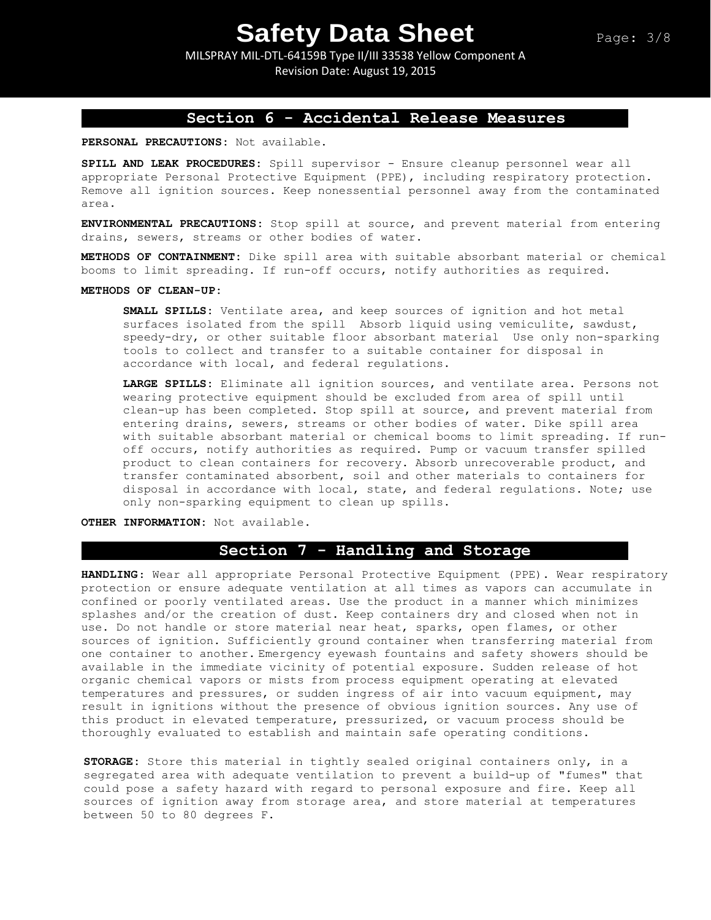## Section 6 - Accidental Release Measures

**PERSONAL PRECAUTIONS:** Not available.

**SPILL AND LEAK PROCEDURES:** Spill supervisor - Ensure cleanup personnel wear all appropriate Personal Protective Equipment (PPE), including respiratory protection. Remove all ignition sources. Keep nonessential personnel away from the contaminated area.

**ENVIRONMENTAL PRECAUTIONS:** Stop spill at source, and prevent material from entering drains, sewers, streams or other bodies of water.

**METHODS OF CONTAINMENT:** Dike spill area with suitable absorbant material or chemical booms to limit spreading. If run-off occurs, notify authorities as required.

**METHODS OF CLEAN-UP:**

**SMALL SPILLS:** Ventilate area, and keep sources of ignition and hot metal surfaces isolated from the spill Absorb liquid using vemiculite, sawdust, speedy-dry, or other suitable floor absorbant material Use only non-sparking tools to collect and transfer to a suitable container for disposal in accordance with local, and federal regulations.

**LARGE SPILLS:** Eliminate all ignition sources, and ventilate area. Persons not wearing protective equipment should be excluded from area of spill until clean-up has been completed. Stop spill at source, and prevent material from entering drains, sewers, streams or other bodies of water. Dike spill area with suitable absorbant material or chemical booms to limit spreading. If run-off occurs, notify authorities as required. Pump or vacuum transfer spilled product to clean containers for recovery. Absorb unrecoverable product, and transfer contaminated absorbent, soil and other materials to containers for disposal in accordance with local, state, and federal regulations. Note; use only non-sparking equipment to clean up spills.

**OTHER INFORMATION:** Not available.

## Section 7 - Handling and Storage

**HANDLING:** Wear all appropriate Personal Protective Equipment (PPE). Wear respiratory protection or ensure adequate ventilation at all times as vapors can accumulate in confined or poorly ventilated areas. Use the product in a manner which minimizes splashes and/or the creation of dust. Keep containers dry and closed when not in use. Do not handle or store material near heat, sparks, open flames, or other sources of ignition. Sufficiently ground container when transferring material from one container to another. Emergency eyewash fountains and safety showers should be available in the immediate vicinity of potential exposure. Sudden release of hot organic chemical vapors or mists from process equipment operating at elevated temperatures and pressures, or sudden ingress of air into vacuum equipment, may result in ignitions without the presence of obvious ignition sources. Any use of this product in elevated temperature, pressurized, or vacuum process should be thoroughly evaluated to establish and maintain safe operating conditions.

**STORAGE:** Store this material in tightly sealed original containers only, in a segregated area with adequate ventilation to prevent a build-up of "fumes" that could pose a safety hazard with regard to personal exposure and fire. Keep all sources of ignition away from storage area, and store material at temperatures between 50 to 80 degrees F.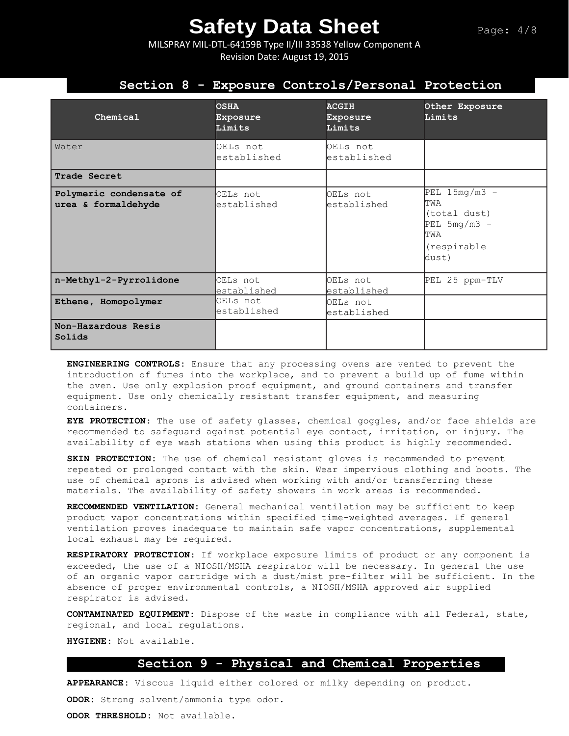## Section 8 - Exposure Controls/Personal Protection

| Chemical | OSHA Exposure Limits | ACGIH Exposure Limits | Other Exposure Limits |
| --- | --- | --- | --- |
| Water | OELs not established | OELs not established | |
| **Trade Secret** | | | |
| **Polymeric condensate of urea & formaldehyde** | OELs not established | OELs not established | PEL 15mg/m3 - TWA (total dust) PEL 5mg/m3 - TWA (respirable dust) |
| **n-Methyl-2-Pyrrolidone** | OELs not established | OELs not established | PEL 25 ppm-TLV |
| **Ethene, Homopolymer** | OELs not established | OELs not established | |
| **Non-Hazardous Resis Solids** | | | |

**ENGINEERING CONTROLS:** Ensure that any processing ovens are vented to prevent the introduction of fumes into the workplace, and to prevent a build up of fume within the oven. Use only explosion proof equipment, and ground containers and transfer equipment. Use only chemically resistant transfer equipment, and measuring containers.

**EYE PROTECTION:** The use of safety glasses, chemical goggles, and/or face shields are recommended to safeguard against potential eye contact, irritation, or injury. The availability of eye wash stations when using this product is highly recommended.

**SKIN PROTECTION:** The use of chemical resistant gloves is recommended to prevent repeated or prolonged contact with the skin. Wear impervious clothing and boots. The use of chemical aprons is advised when working with and/or transferring these materials. The availability of safety showers in work areas is recommended.

**RECOMMENDED VENTILATION:** General mechanical ventilation may be sufficient to keep product vapor concentrations within specified time-weighted averages. If general ventilation proves inadequate to maintain safe vapor concentrations, supplemental local exhaust may be required.

**RESPIRATORY PROTECTION:** If workplace exposure limits of product or any component is exceeded, the use of a NIOSH/MSHA respirator will be necessary. In general the use of an organic vapor cartridge with a dust/mist pre-filter will be sufficient. In the absence of proper environmental controls, a NIOSH/MSHA approved air supplied respirator is advised.

**CONTAMINATED EQUIPMENT:** Dispose of the waste in compliance with all Federal, state, regional, and local regulations.

**HYGIENE:** Not available.

## Section 9 - Physical and Chemical Properties

**APPEARANCE:** Viscous liquid either colored or milky depending on product.

**ODOR:** Strong solvent/ammonia type odor.

**ODOR THRESHOLD:** Not available.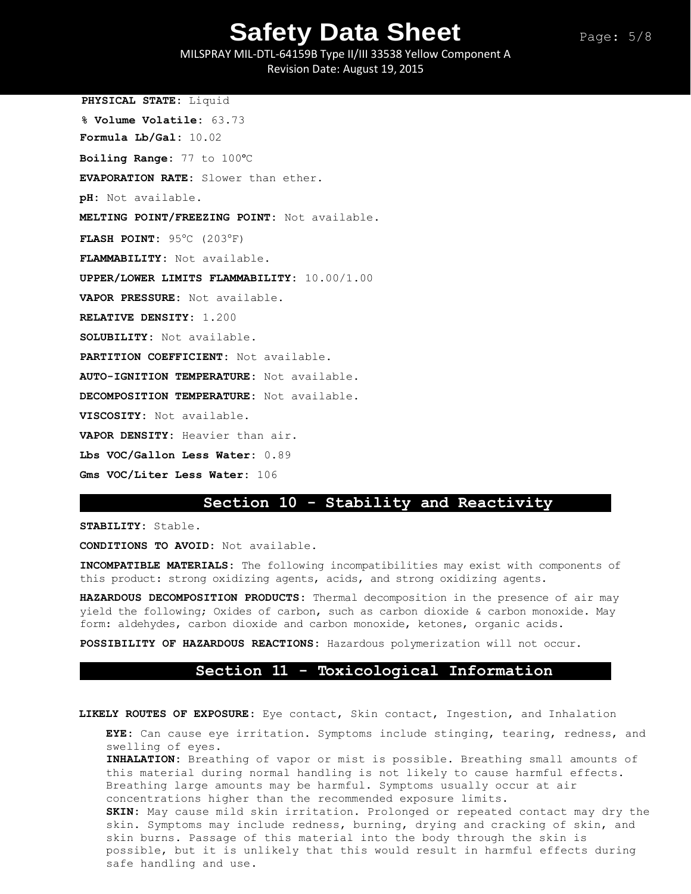**PHYSICAL STATE:** Liquid

**% Volume Volatile:** 63.73

**Formula Lb/Gal:** 10.02

**Boiling Range:** 77 to 100ºC

**EVAPORATION RATE:** Slower than ether.

**pH:** Not available.

**MELTING POINT/FREEZING POINT:** Not available.

**FLASH POINT:** 95°C (203°F)

**FLAMMABILITY:** Not available.

**UPPER/LOWER LIMITS FLAMMABILITY:** 10.00/1.00

**VAPOR PRESSURE:** Not available.

**RELATIVE DENSITY:** 1.200

**SOLUBILITY:** Not available.

**PARTITION COEFFICIENT:** Not available.

**AUTO-IGNITION TEMPERATURE:** Not available.

**DECOMPOSITION TEMPERATURE:** Not available.

**VISCOSITY:** Not available.

**VAPOR DENSITY:** Heavier than air.

**Lbs VOC/Gallon Less Water:** 0.89

**Gms VOC/Liter Less Water:** 106

## Section 10 - Stability and Reactivity

**STABILITY:** Stable.

**CONDITIONS TO AVOID:** Not available.

**INCOMPATIBLE MATERIALS:** The following incompatibilities may exist with components of this product: strong oxidizing agents, acids, and strong oxidizing agents.

**HAZARDOUS DECOMPOSITION PRODUCTS:** Thermal decomposition in the presence of air may yield the following; Oxides of carbon, such as carbon dioxide & carbon monoxide. May form: aldehydes, carbon dioxide and carbon monoxide, ketones, organic acids.

**POSSIBILITY OF HAZARDOUS REACTIONS:** Hazardous polymerization will not occur.

## Section 11 - Toxicological Information

**LIKELY ROUTES OF EXPOSURE:** Eye contact, Skin contact, Ingestion, and Inhalation

**EYE:** Can cause eye irritation. Symptoms include stinging, tearing, redness, and swelling of eyes.

**INHALATION:** Breathing of vapor or mist is possible. Breathing small amounts of this material during normal handling is not likely to cause harmful effects. Breathing large amounts may be harmful. Symptoms usually occur at air concentrations higher than the recommended exposure limits.

**SKIN:** May cause mild skin irritation. Prolonged or repeated contact may dry the skin. Symptoms may include redness, burning, drying and cracking of skin, and skin burns. Passage of this material into the body through the skin is possible, but it is unlikely that this would result in harmful effects during safe handling and use.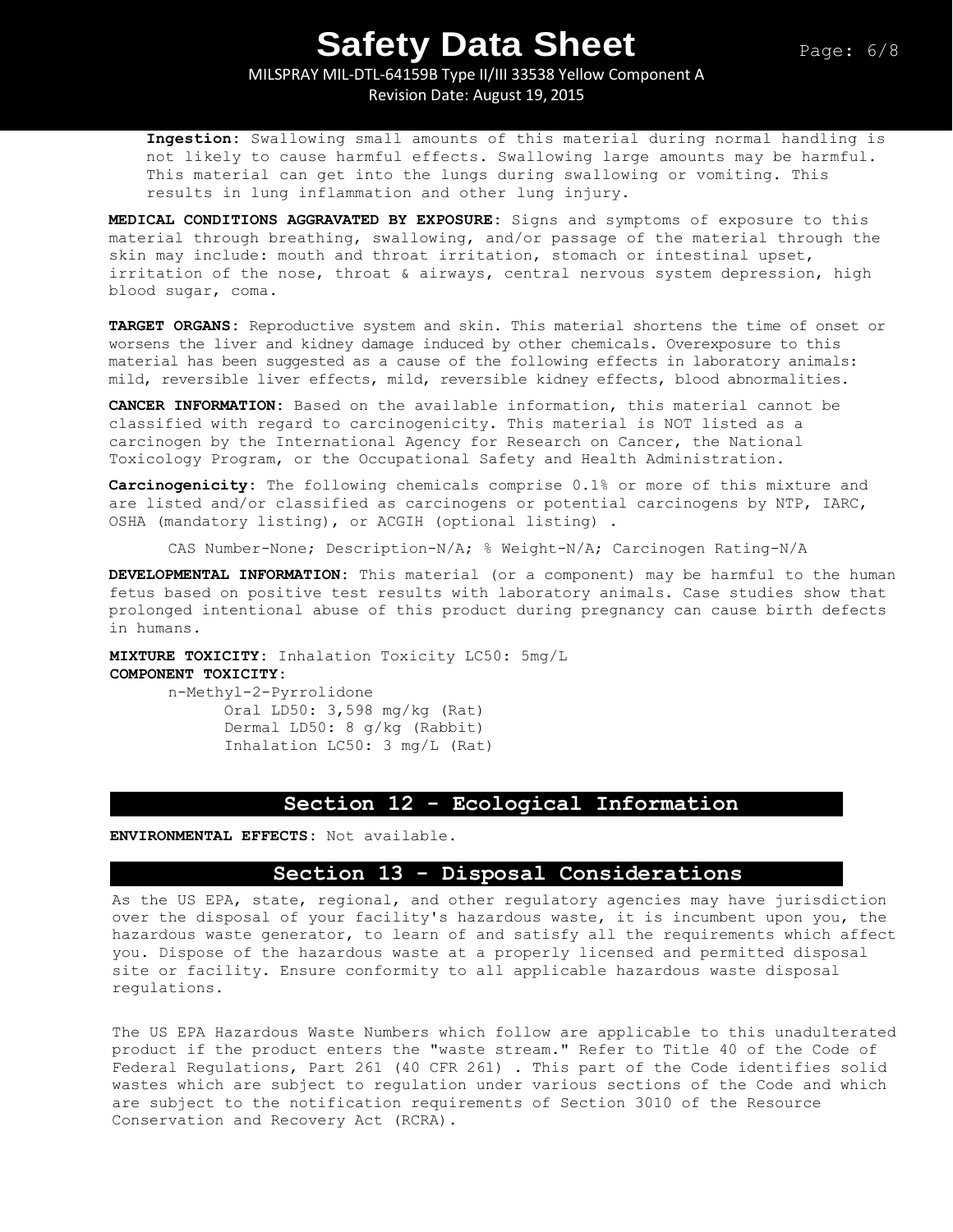**Ingestion:** Swallowing small amounts of this material during normal handling is not likely to cause harmful effects. Swallowing large amounts may be harmful. This material can get into the lungs during swallowing or vomiting. This results in lung inflammation and other lung injury.

**MEDICAL CONDITIONS AGGRAVATED BY EXPOSURE:** Signs and symptoms of exposure to this material through breathing, swallowing, and/or passage of the material through the skin may include: mouth and throat irritation, stomach or intestinal upset, irritation of the nose, throat & airways, central nervous system depression, high blood sugar, coma.

**TARGET ORGANS:** Reproductive system and skin. This material shortens the time of onset or worsens the liver and kidney damage induced by other chemicals. Overexposure to this material has been suggested as a cause of the following effects in laboratory animals: mild, reversible liver effects, mild, reversible kidney effects, blood abnormalities.

**CANCER INFORMATION:** Based on the available information, this material cannot be classified with regard to carcinogenicity. This material is NOT listed as a carcinogen by the International Agency for Research on Cancer, the National Toxicology Program, or the Occupational Safety and Health Administration.

**Carcinogenicity:** The following chemicals comprise 0.1% or more of this mixture and are listed and/or classified as carcinogens or potential carcinogens by NTP, IARC, OSHA (mandatory listing), or ACGIH (optional listing) .

CAS Number-None; Description-N/A; % Weight-N/A; Carcinogen Rating-N/A

**DEVELOPMENTAL INFORMATION:** This material (or a component) may be harmful to the human fetus based on positive test results with laboratory animals. Case studies show that prolonged intentional abuse of this product during pregnancy can cause birth defects in humans.

**MIXTURE TOXICITY:** Inhalation Toxicity LC50: 5mg/L
**COMPONENT TOXICITY:**

n-Methyl-2-Pyrrolidone
Oral LD50: 3,598 mg/kg (Rat)
Dermal LD50: 8 g/kg (Rabbit)
Inhalation LC50: 3 mg/L (Rat)

## Section 12 - Ecological Information

**ENVIRONMENTAL EFFECTS:** Not available.

## Section 13 - Disposal Considerations

As the US EPA, state, regional, and other regulatory agencies may have jurisdiction over the disposal of your facility's hazardous waste, it is incumbent upon you, the hazardous waste generator, to learn of and satisfy all the requirements which affect you. Dispose of the hazardous waste at a properly licensed and permitted disposal site or facility. Ensure conformity to all applicable hazardous waste disposal regulations.

The US EPA Hazardous Waste Numbers which follow are applicable to this unadulterated product if the product enters the "waste stream." Refer to Title 40 of the Code of Federal Regulations, Part 261 (40 CFR 261) . This part of the Code identifies solid wastes which are subject to regulation under various sections of the Code and which are subject to the notification requirements of Section 3010 of the Resource Conservation and Recovery Act (RCRA).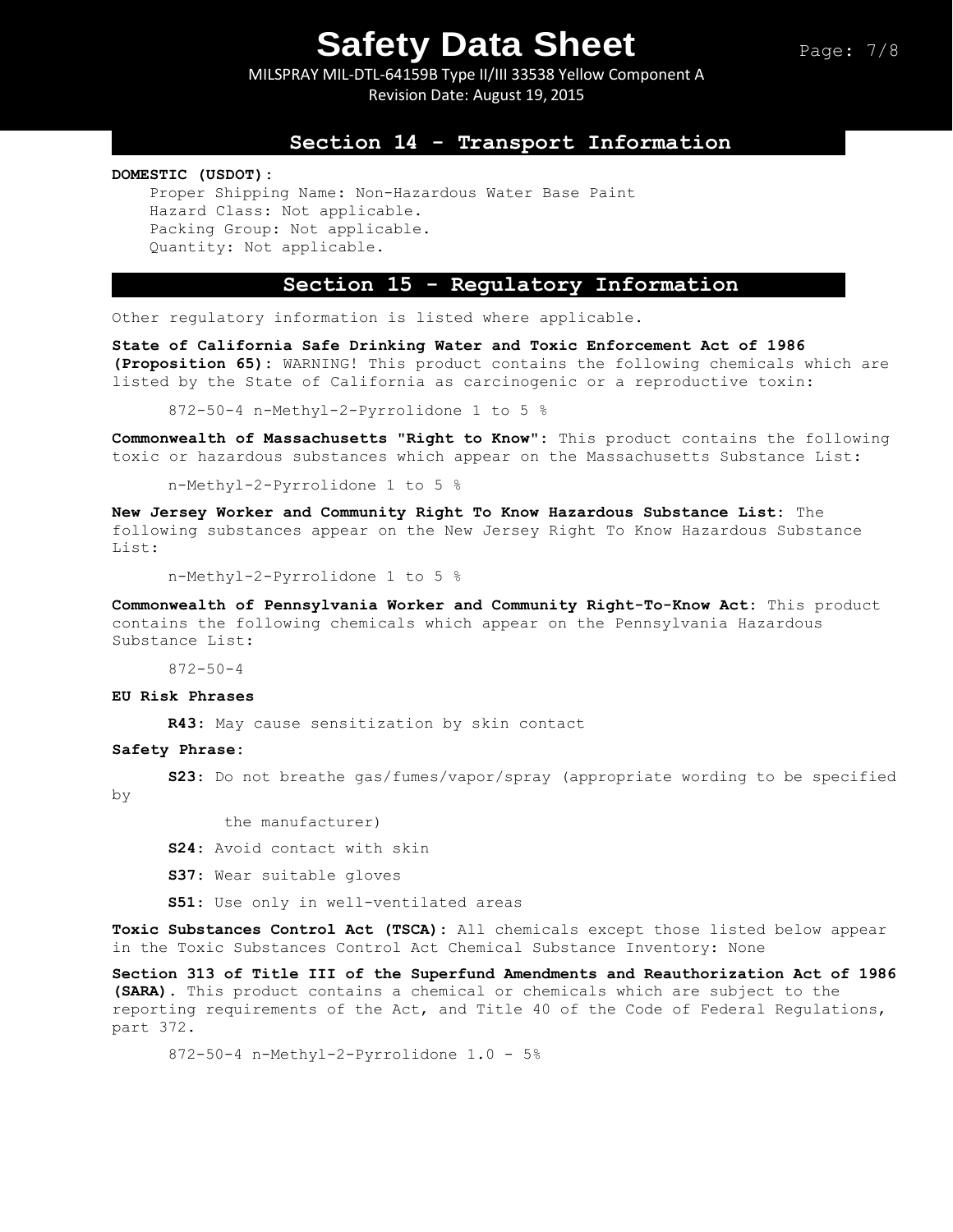## Section 14 - Transport Information

**DOMESTIC (USDOT):**

Proper Shipping Name: Non-Hazardous Water Base Paint
Hazard Class: Not applicable.
Packing Group: Not applicable.
Quantity: Not applicable.

## Section 15 - Regulatory Information

Other regulatory information is listed where applicable.

**State of California Safe Drinking Water and Toxic Enforcement Act of 1986 (Proposition 65):** WARNING! This product contains the following chemicals which are listed by the State of California as carcinogenic or a reproductive toxin:

872-50-4 n-Methyl-2-Pyrrolidone 1 to 5 %

**Commonwealth of Massachusetts "Right to Know":** This product contains the following toxic or hazardous substances which appear on the Massachusetts Substance List:

n-Methyl-2-Pyrrolidone 1 to 5 %

**New Jersey Worker and Community Right To Know Hazardous Substance List:** The following substances appear on the New Jersey Right To Know Hazardous Substance List:

n-Methyl-2-Pyrrolidone 1 to 5 %

**Commonwealth of Pennsylvania Worker and Community Right-To-Know Act:** This product contains the following chemicals which appear on the Pennsylvania Hazardous Substance List:

872-50-4

**EU Risk Phrases**

**R43:** May cause sensitization by skin contact

**Safety Phrase:**

**S23:** Do not breathe gas/fumes/vapor/spray (appropriate wording to be specified by the manufacturer)

**S24:** Avoid contact with skin

**S37:** Wear suitable gloves

**S51:** Use only in well-ventilated areas

**Toxic Substances Control Act (TSCA):** All chemicals except those listed below appear in the Toxic Substances Control Act Chemical Substance Inventory: None

**Section 313 of Title III of the Superfund Amendments and Reauthorization Act of 1986 (SARA).** This product contains a chemical or chemicals which are subject to the reporting requirements of the Act, and Title 40 of the Code of Federal Regulations, part 372.

872-50-4 n-Methyl-2-Pyrrolidone 1.0 - 5%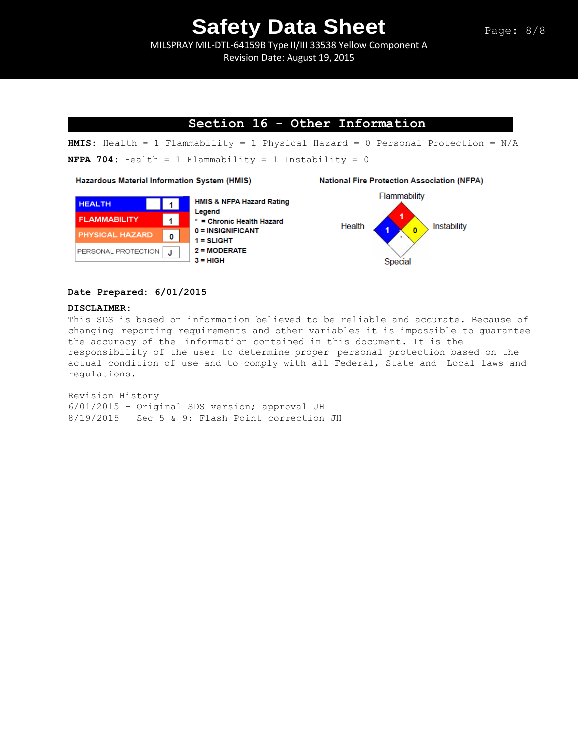## Section 16 - Other Information

**HMIS:** Health = 1 Flammability = 1 Physical Hazard = 0 Personal Protection = N/A

**NFPA 704:** Health = 1 Flammability = 1 Instability = 0

**Hazardous Material Information System (HMIS)**

| | |
|---|---|
| HEALTH | 1 |
| FLAMMABILITY | 1 |
| PHYSICAL HAZARD | 0 |
| PERSONAL PROTECTION | J |

**HMIS & NFPA Hazard Rating Legend**
* = Chronic Health Hazard
0 = INSIGNIFICANT
1 = SLIGHT
2 = MODERATE
3 = HIGH

**National Fire Protection Association (NFPA)**

Flammability: 1
Health: 1
Instability: 0
Special

**Date Prepared: 6/01/2015**

**DISCLAIMER:**
This SDS is based on information believed to be reliable and accurate. Because of changing reporting requirements and other variables it is impossible to guarantee the accuracy of the information contained in this document. It is the responsibility of the user to determine proper personal protection based on the actual condition of use and to comply with all Federal, State and Local laws and regulations.

Revision History
6/01/2015 – Original SDS version; approval JH
8/19/2015 – Sec 5 & 9: Flash Point correction JH